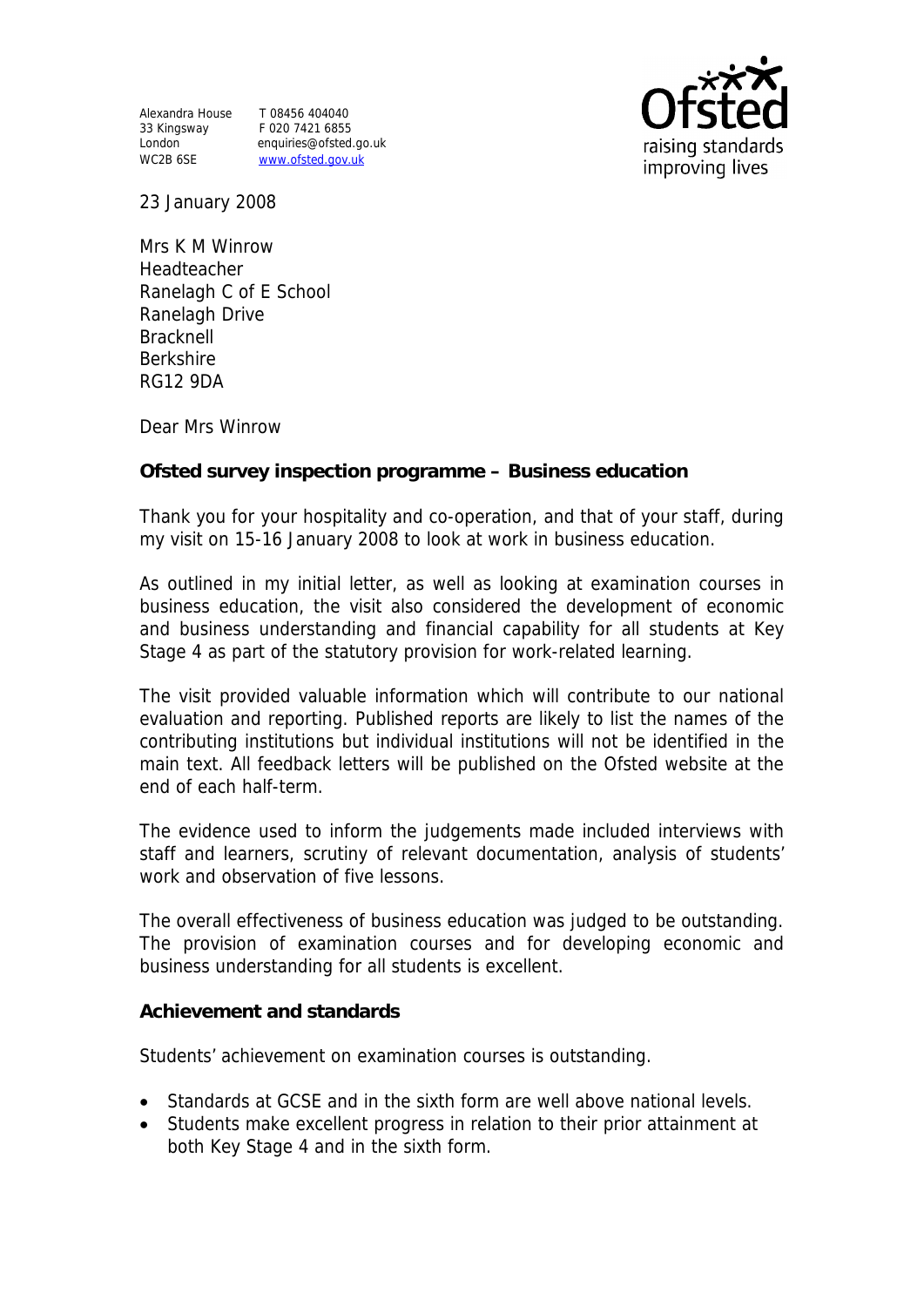Alexandra House
33 Kingsway
London
WC2B 6SE

T 08456 404040
F 020 7421 6855
enquiries@ofsted.gov.uk
www.ofsted.gov.uk

Ofsted
raising standards
improving lives

23 January 2008

Mrs K M Winrow
Headteacher
Ranelagh C of E School
Ranelagh Drive
Bracknell
Berkshire
RG12 9DA

Dear Mrs Winrow

**Ofsted survey inspection programme – Business education**

Thank you for your hospitality and co-operation, and that of your staff, during my visit on 15-16 January 2008 to look at work in business education.

As outlined in my initial letter, as well as looking at examination courses in business education, the visit also considered the development of economic and business understanding and financial capability for all students at Key Stage 4 as part of the statutory provision for work-related learning.

The visit provided valuable information which will contribute to our national evaluation and reporting. Published reports are likely to list the names of the contributing institutions but individual institutions will not be identified in the main text. All feedback letters will be published on the Ofsted website at the end of each half-term.

The evidence used to inform the judgements made included interviews with staff and learners, scrutiny of relevant documentation, analysis of students' work and observation of five lessons.

The overall effectiveness of business education was judged to be outstanding. The provision of examination courses and for developing economic and business understanding for all students is excellent.

**Achievement and standards**

Students' achievement on examination courses is outstanding.

- Standards at GCSE and in the sixth form are well above national levels.
- Students make excellent progress in relation to their prior attainment at both Key Stage 4 and in the sixth form.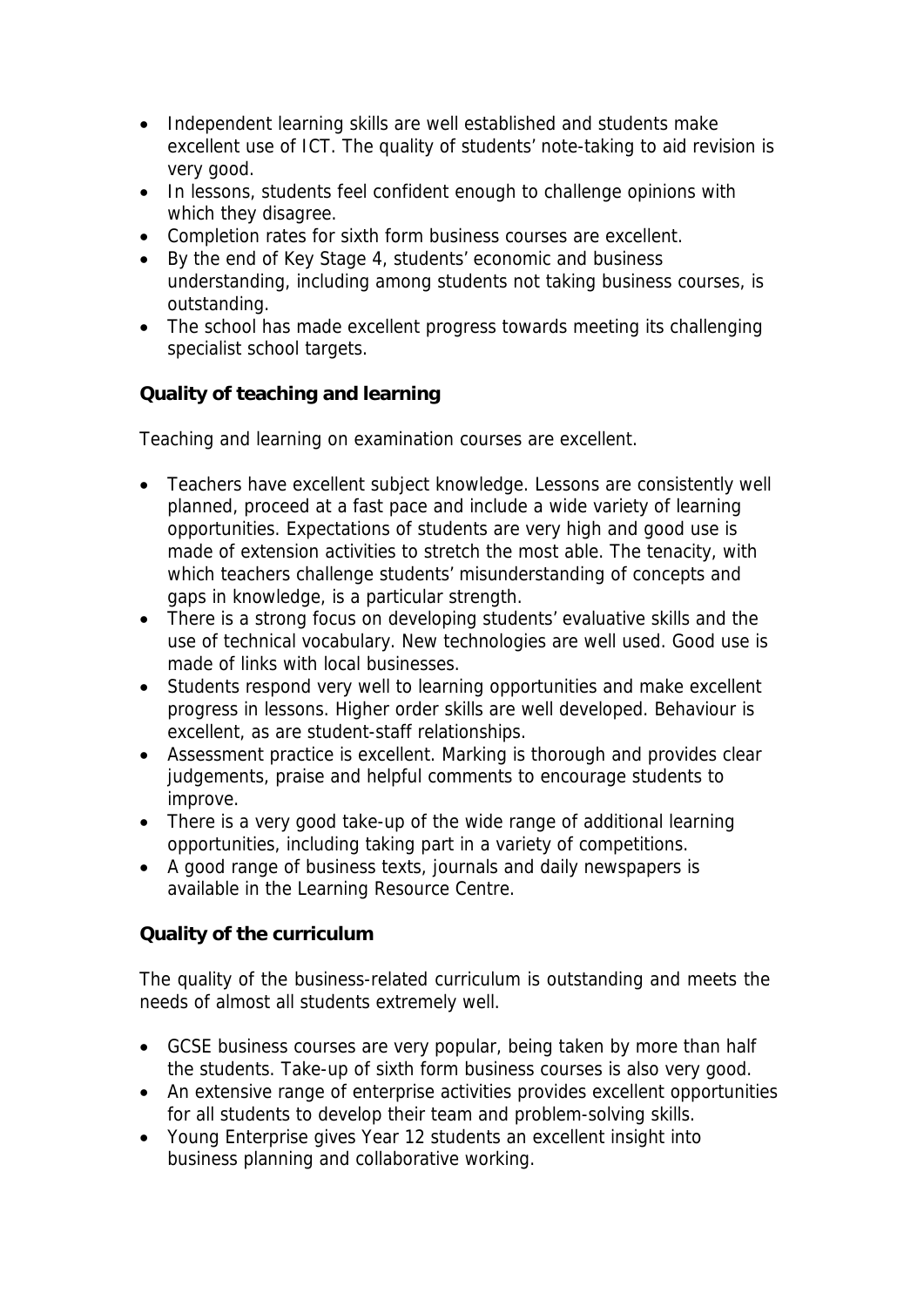- Independent learning skills are well established and students make excellent use of ICT. The quality of students' note-taking to aid revision is very good.
- In lessons, students feel confident enough to challenge opinions with which they disagree.
- Completion rates for sixth form business courses are excellent.
- By the end of Key Stage 4, students' economic and business understanding, including among students not taking business courses, is outstanding.
- The school has made excellent progress towards meeting its challenging specialist school targets.

**Quality of teaching and learning**

Teaching and learning on examination courses are excellent.

- Teachers have excellent subject knowledge. Lessons are consistently well planned, proceed at a fast pace and include a wide variety of learning opportunities. Expectations of students are very high and good use is made of extension activities to stretch the most able. The tenacity, with which teachers challenge students' misunderstanding of concepts and gaps in knowledge, is a particular strength.
- There is a strong focus on developing students' evaluative skills and the use of technical vocabulary. New technologies are well used. Good use is made of links with local businesses.
- Students respond very well to learning opportunities and make excellent progress in lessons. Higher order skills are well developed. Behaviour is excellent, as are student-staff relationships.
- Assessment practice is excellent. Marking is thorough and provides clear judgements, praise and helpful comments to encourage students to improve.
- There is a very good take-up of the wide range of additional learning opportunities, including taking part in a variety of competitions.
- A good range of business texts, journals and daily newspapers is available in the Learning Resource Centre.

**Quality of the curriculum**

The quality of the business-related curriculum is outstanding and meets the needs of almost all students extremely well.

- GCSE business courses are very popular, being taken by more than half the students. Take-up of sixth form business courses is also very good.
- An extensive range of enterprise activities provides excellent opportunities for all students to develop their team and problem-solving skills.
- Young Enterprise gives Year 12 students an excellent insight into business planning and collaborative working.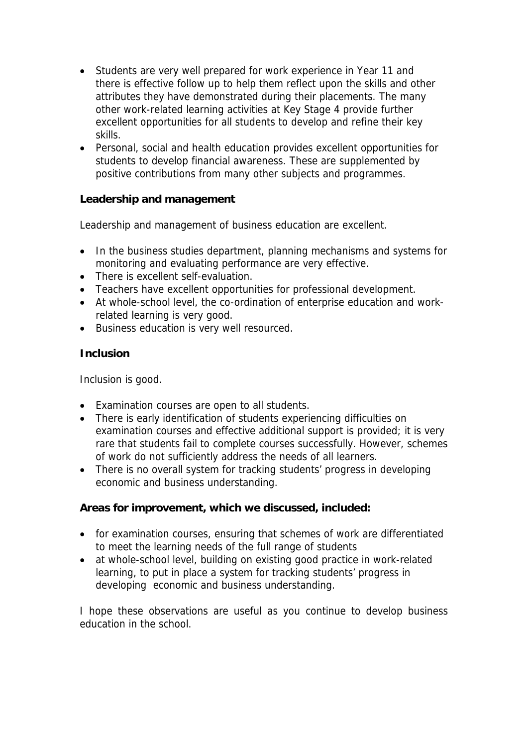- Students are very well prepared for work experience in Year 11 and there is effective follow up to help them reflect upon the skills and other attributes they have demonstrated during their placements. The many other work-related learning activities at Key Stage 4 provide further excellent opportunities for all students to develop and refine their key skills.
- Personal, social and health education provides excellent opportunities for students to develop financial awareness. These are supplemented by positive contributions from many other subjects and programmes.

**Leadership and management**

Leadership and management of business education are excellent.

- In the business studies department, planning mechanisms and systems for monitoring and evaluating performance are very effective.
- There is excellent self-evaluation.
- Teachers have excellent opportunities for professional development.
- At whole-school level, the co-ordination of enterprise education and work-related learning is very good.
- Business education is very well resourced.

**Inclusion**

Inclusion is good.

- Examination courses are open to all students.
- There is early identification of students experiencing difficulties on examination courses and effective additional support is provided; it is very rare that students fail to complete courses successfully. However, schemes of work do not sufficiently address the needs of all learners.
- There is no overall system for tracking students' progress in developing economic and business understanding.

**Areas for improvement, which we discussed, included:**

- for examination courses, ensuring that schemes of work are differentiated to meet the learning needs of the full range of students
- at whole-school level, building on existing good practice in work-related learning, to put in place a system for tracking students' progress in developing economic and business understanding.

I hope these observations are useful as you continue to develop business education in the school.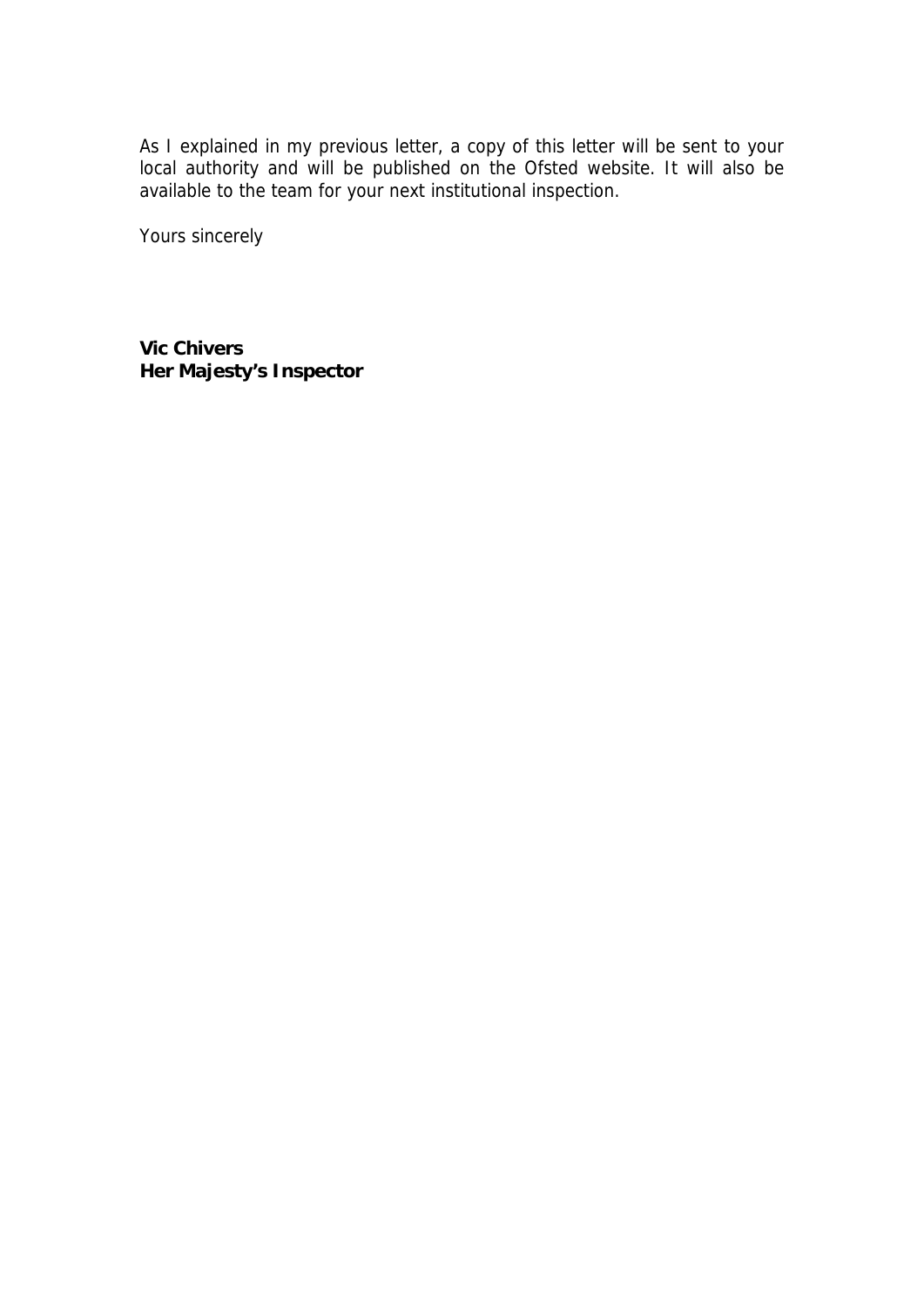As I explained in my previous letter, a copy of this letter will be sent to your local authority and will be published on the Ofsted website. It will also be available to the team for your next institutional inspection.

Yours sincerely

**Vic Chivers**
**Her Majesty's Inspector**